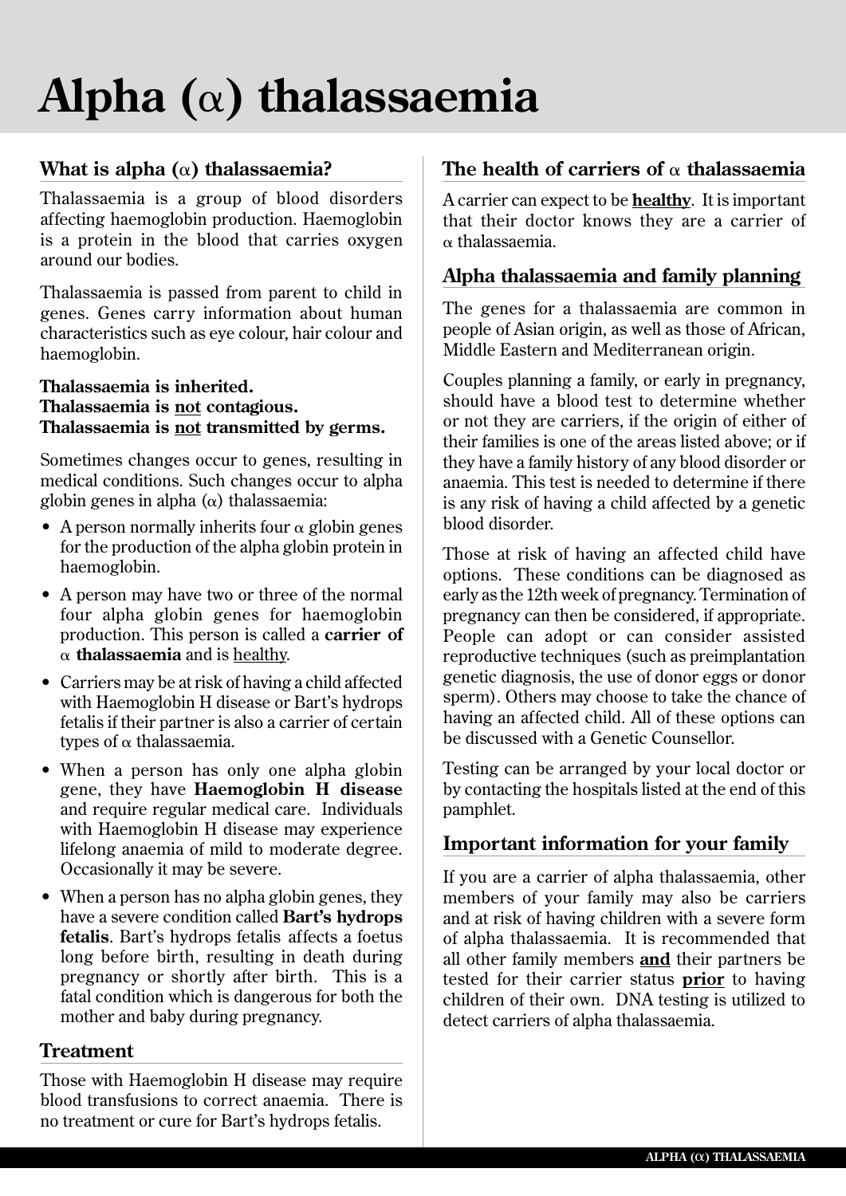# Alpha (α) thalassaemia

## What is alpha (α) thalassaemia?

Thalassaemia is a group of blood disorders affecting haemoglobin production. Haemoglobin is a protein in the blood that carries oxygen around our bodies.

Thalassaemia is passed from parent to child in genes. Genes carry information about human characteristics such as eye colour, hair colour and haemoglobin.

**Thalassaemia is inherited.**
**Thalassaemia is <u>not</u> contagious.**
**Thalassaemia is <u>not</u> transmitted by germs.**

Sometimes changes occur to genes, resulting in medical conditions. Such changes occur to alpha globin genes in alpha (α) thalassaemia:

- A person normally inherits four α globin genes for the production of the alpha globin protein in haemoglobin.
- A person may have two or three of the normal four alpha globin genes for haemoglobin production. This person is called a **carrier of α thalassaemia** and is <u>healthy</u>.
- Carriers may be at risk of having a child affected with Haemoglobin H disease or Bart's hydrops fetalis if their partner is also a carrier of certain types of α thalassaemia.
- When a person has only one alpha globin gene, they have **Haemoglobin H disease** and require regular medical care. Individuals with Haemoglobin H disease may experience lifelong anaemia of mild to moderate degree. Occasionally it may be severe.
- When a person has no alpha globin genes, they have a severe condition called **Bart's hydrops fetalis**. Bart's hydrops fetalis affects a foetus long before birth, resulting in death during pregnancy or shortly after birth. This is a fatal condition which is dangerous for both the mother and baby during pregnancy.

## Treatment

Those with Haemoglobin H disease may require blood transfusions to correct anaemia. There is no treatment or cure for Bart's hydrops fetalis.

## The health of carriers of α thalassaemia

A carrier can expect to be **<u>healthy</u>**. It is important that their doctor knows they are a carrier of α thalassaemia.

## Alpha thalassaemia and family planning

The genes for a thalassaemia are common in people of Asian origin, as well as those of African, Middle Eastern and Mediterranean origin.

Couples planning a family, or early in pregnancy, should have a blood test to determine whether or not they are carriers, if the origin of either of their families is one of the areas listed above; or if they have a family history of any blood disorder or anaemia. This test is needed to determine if there is any risk of having a child affected by a genetic blood disorder.

Those at risk of having an affected child have options. These conditions can be diagnosed as early as the 12th week of pregnancy. Termination of pregnancy can then be considered, if appropriate. People can adopt or can consider assisted reproductive techniques (such as preimplantation genetic diagnosis, the use of donor eggs or donor sperm). Others may choose to take the chance of having an affected child. All of these options can be discussed with a Genetic Counsellor.

Testing can be arranged by your local doctor or by contacting the hospitals listed at the end of this pamphlet.

## Important information for your family

If you are a carrier of alpha thalassaemia, other members of your family may also be carriers and at risk of having children with a severe form of alpha thalassaemia. It is recommended that all other family members **<u>and</u>** their partners be tested for their carrier status **<u>prior</u>** to having children of their own. DNA testing is utilized to detect carriers of alpha thalassaemia.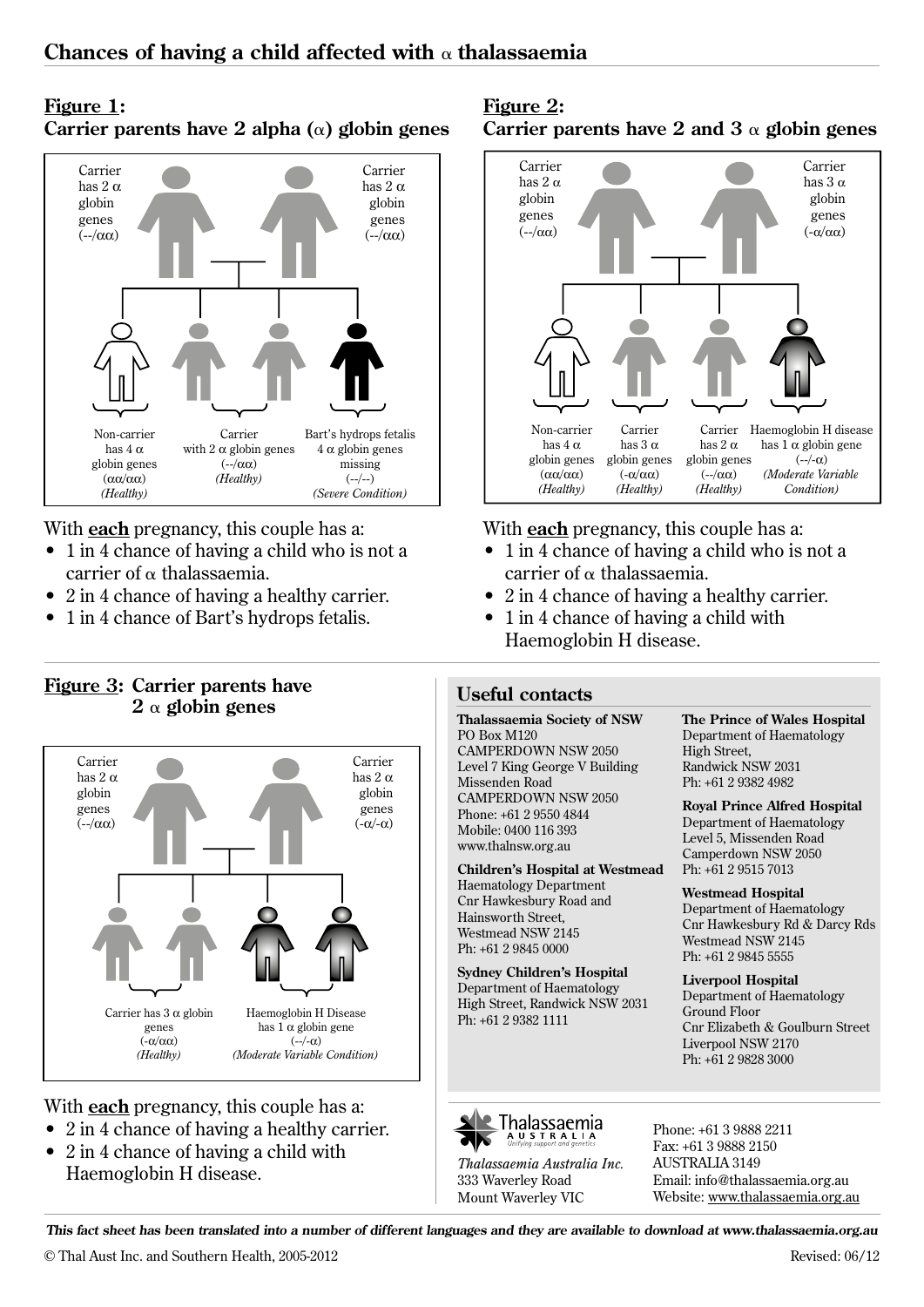## Chances of having a child affected with α thalassaemia

### Figure 1: Carrier parents have 2 alpha (α) globin genes

Carrier has 2 α globin genes (--/αα)

Carrier has 2 α globin genes (--/αα)

Non-carrier has 4 α globin genes (αα/αα) *(Healthy)*

Carrier with 2 α globin genes (--/αα) *(Healthy)*

Bart's hydrops fetalis 4 α globin genes missing (--/--) *(Severe Condition)*

With **each** pregnancy, this couple has a:

- 1 in 4 chance of having a child who is not a carrier of α thalassaemia.
- 2 in 4 chance of having a healthy carrier.
- 1 in 4 chance of Bart's hydrops fetalis.

### Figure 2: Carrier parents have 2 and 3 α globin genes

Carrier has 2 α globin genes (--/αα)

Carrier has 3 α globin genes (-α/αα)

Non-carrier has 4 α globin genes (αα/αα) *(Healthy)*

Carrier has 3 α globin genes (-α/αα) *(Healthy)*

Carrier has 2 α globin genes (--/αα) *(Healthy)*

Haemoglobin H disease has 1 α globin gene (--/-α) *(Moderate Variable Condition)*

With **each** pregnancy, this couple has a:

- 1 in 4 chance of having a child who is not a carrier of α thalassaemia.
- 2 in 4 chance of having a healthy carrier.
- 1 in 4 chance of having a child with Haemoglobin H disease.

### Figure 3: Carrier parents have 2 α globin genes

Carrier has 2 α globin genes (--/αα)

Carrier has 2 α globin genes (-α/-α)

Carrier has 3 α globin genes (-α/αα) *(Healthy)*

Haemoglobin H Disease has 1 α globin gene (--/-α) *(Moderate Variable Condition)*

With **each** pregnancy, this couple has a:

- 2 in 4 chance of having a healthy carrier.
- 2 in 4 chance of having a child with Haemoglobin H disease.

## Useful contacts

**Thalassaemia Society of NSW**
PO Box M120
CAMPERDOWN NSW 2050
Level 7 King George V Building
Missenden Road
CAMPERDOWN NSW 2050
Phone: +61 2 9550 4844
Mobile: 0400 116 393
www.thalnsw.org.au

**Children's Hospital at Westmead**
Haematology Department
Cnr Hawkesbury Road and Hainsworth Street,
Westmead NSW 2145
Ph: +61 2 9845 0000

**Sydney Children's Hospital**
Department of Haematology
High Street, Randwick NSW 2031
Ph: +61 2 9382 1111

**The Prince of Wales Hospital**
Department of Haematology
High Street,
Randwick NSW 2031
Ph: +61 2 9382 4982

**Royal Prince Alfred Hospital**
Department of Haematology
Level 5, Missenden Road
Camperdown NSW 2050
Ph: +61 2 9515 7013

**Westmead Hospital**
Department of Haematology
Cnr Hawkesbury Rd & Darcy Rds
Westmead NSW 2145
Ph: +61 2 9845 5555

**Liverpool Hospital**
Department of Haematology
Ground Floor
Cnr Elizabeth & Goulburn Street
Liverpool NSW 2170
Ph: +61 2 9828 3000

Thalassaemia AUSTRALIA
*Unifying support and genetics*

*Thalassaemia Australia Inc.*
333 Waverley Road
Mount Waverley VIC

Phone: +61 3 9888 2211
Fax: +61 3 9888 2150
AUSTRALIA 3149
Email: info@thalassaemia.org.au
Website: www.thalassaemia.org.au

***This fact sheet has been translated into a number of different languages and they are available to download at www.thalassaemia.org.au***

© Thal Aust Inc. and Southern Health, 2005-2012

Revised: 06/12